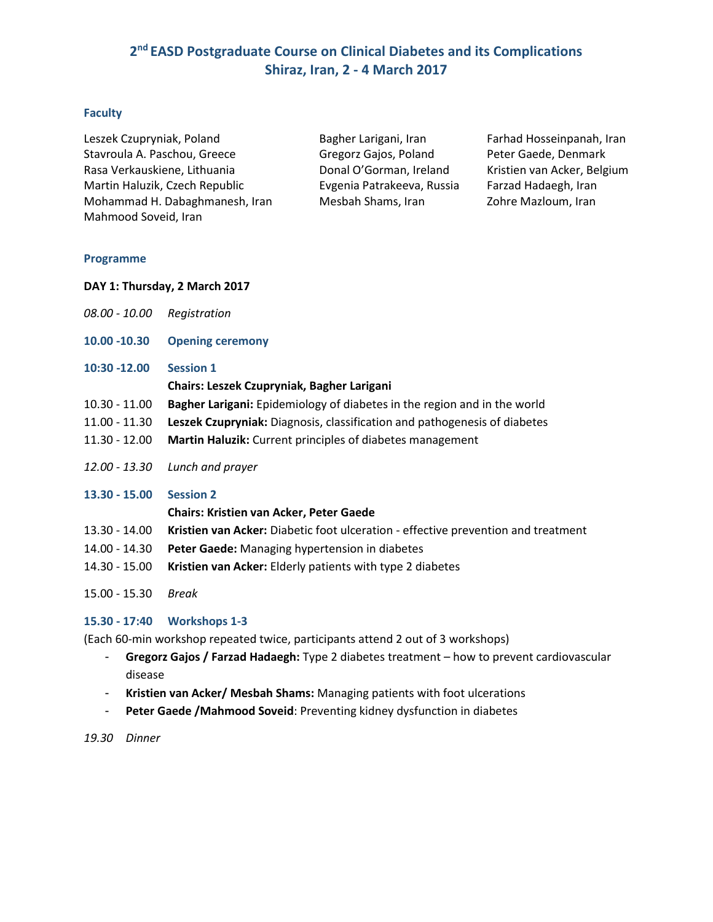# 2[nd] EASD Postgraduate Course on Clinical Diabetes and its Complications
# Shiraz, Iran, 2 - 4 March 2017

## Faculty

Leszek Czupryniak, Poland
Stavroula A. Paschou, Greece
Rasa Verkauskiene, Lithuania
Martin Haluzik, Czech Republic
Mohammad H. Dabaghmanesh, Iran
Mahmood Soveid, Iran
Bagher Larigani, Iran
Gregorz Gajos, Poland
Donal O'Gorman, Ireland
Evgenia Patrakeeva, Russia
Mesbah Shams, Iran
Farhad Hosseinpanah, Iran
Peter Gaede, Denmark
Kristien van Acker, Belgium
Farzad Hadaegh, Iran
Zohre Mazloum, Iran

## Programme

**DAY 1: Thursday, 2 March 2017**

*08.00 - 10.00* *Registration*

**10.00 -10.30 Opening ceremony**

**10:30 -12.00 Session 1**

**Chairs: Leszek Czupryniak, Bagher Larigani**

10.30 - 11.00 **Bagher Larigani:** Epidemiology of diabetes in the region and in the world
11.00 - 11.30 **Leszek Czupryniak:** Diagnosis, classification and pathogenesis of diabetes
11.30 - 12.00 **Martin Haluzik:** Current principles of diabetes management

*12.00 - 13.30* *Lunch and prayer*

**13.30 - 15.00 Session 2**

**Chairs: Kristien van Acker, Peter Gaede**

13.30 - 14.00 **Kristien van Acker:** Diabetic foot ulceration - effective prevention and treatment
14.00 - 14.30 **Peter Gaede:** Managing hypertension in diabetes
14.30 - 15.00 **Kristien van Acker:** Elderly patients with type 2 diabetes

15.00 - 15.30 *Break*

**15.30 - 17:40 Workshops 1-3**

(Each 60-min workshop repeated twice, participants attend 2 out of 3 workshops)

- **Gregorz Gajos / Farzad Hadaegh:** Type 2 diabetes treatment – how to prevent cardiovascular disease
- **Kristien van Acker/ Mesbah Shams:** Managing patients with foot ulcerations
- **Peter Gaede /Mahmood Soveid**: Preventing kidney dysfunction in diabetes

*19.30* *Dinner*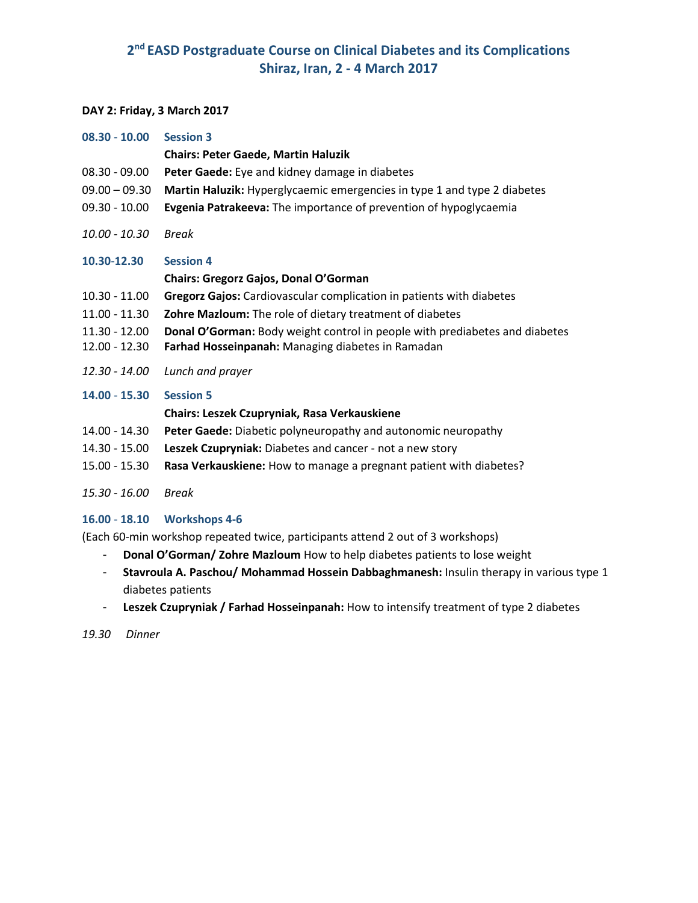## 2nd EASD Postgraduate Course on Clinical Diabetes and its Complications
## Shiraz, Iran, 2 - 4 March 2017

**DAY 2: Friday, 3 March 2017**

**08.30 - 10.00 Session 3**

**Chairs: Peter Gaede, Martin Haluzik**

08.30 - 09.00 **Peter Gaede:** Eye and kidney damage in diabetes

09.00 – 09.30 **Martin Haluzik:** Hyperglycaemic emergencies in type 1 and type 2 diabetes

09.30 - 10.00 **Evgenia Patrakeeva:** The importance of prevention of hypoglycaemia

*10.00 - 10.30 Break*

**10.30-12.30 Session 4**

**Chairs: Gregorz Gajos, Donal O'Gorman**

10.30 - 11.00 **Gregorz Gajos:** Cardiovascular complication in patients with diabetes

11.00 - 11.30 **Zohre Mazloum:** The role of dietary treatment of diabetes

11.30 - 12.00 **Donal O'Gorman:** Body weight control in people with prediabetes and diabetes

12.00 - 12.30 **Farhad Hosseinpanah:** Managing diabetes in Ramadan

*12.30 - 14.00 Lunch and prayer*

**14.00 - 15.30 Session 5**

**Chairs: Leszek Czupryniak, Rasa Verkauskiene**

14.00 - 14.30 **Peter Gaede:** Diabetic polyneuropathy and autonomic neuropathy

14.30 - 15.00 **Leszek Czupryniak:** Diabetes and cancer - not a new story

15.00 - 15.30 **Rasa Verkauskiene:** How to manage a pregnant patient with diabetes?

*15.30 - 16.00 Break*

**16.00 - 18.10 Workshops 4-6**

(Each 60-min workshop repeated twice, participants attend 2 out of 3 workshops)

- **Donal O'Gorman/ Zohre Mazloum** How to help diabetes patients to lose weight
- **Stavroula A. Paschou/ Mohammad Hossein Dabbaghmanesh:** Insulin therapy in various type 1 diabetes patients
- **Leszek Czupryniak / Farhad Hosseinpanah:** How to intensify treatment of type 2 diabetes

*19.30 Dinner*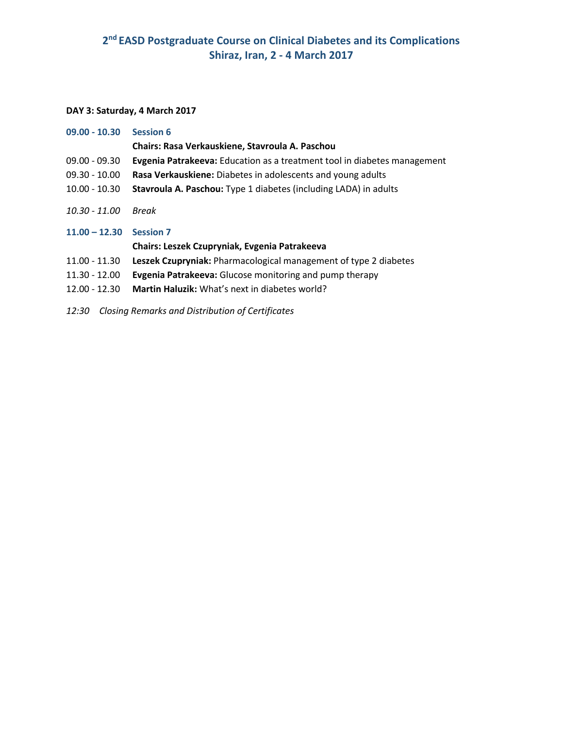## 2nd EASD Postgraduate Course on Clinical Diabetes and its Complications
## Shiraz, Iran, 2 - 4 March 2017

**DAY 3: Saturday, 4 March 2017**

**09.00 - 10.30 Session 6**

**Chairs: Rasa Verkauskiene, Stavroula A. Paschou**

09.00 - 09.30 **Evgenia Patrakeeva:** Education as a treatment tool in diabetes management

09.30 - 10.00 **Rasa Verkauskiene:** Diabetes in adolescents and young adults

10.00 - 10.30 **Stavroula A. Paschou:** Type 1 diabetes (including LADA) in adults

*10.30 - 11.00 Break*

**11.00 – 12.30 Session 7**

**Chairs: Leszek Czupryniak, Evgenia Patrakeeva**

11.00 - 11.30 **Leszek Czupryniak:** Pharmacological management of type 2 diabetes

11.30 - 12.00 **Evgenia Patrakeeva:** Glucose monitoring and pump therapy

12.00 - 12.30 **Martin Haluzik:** What's next in diabetes world?

*12:30 Closing Remarks and Distribution of Certificates*